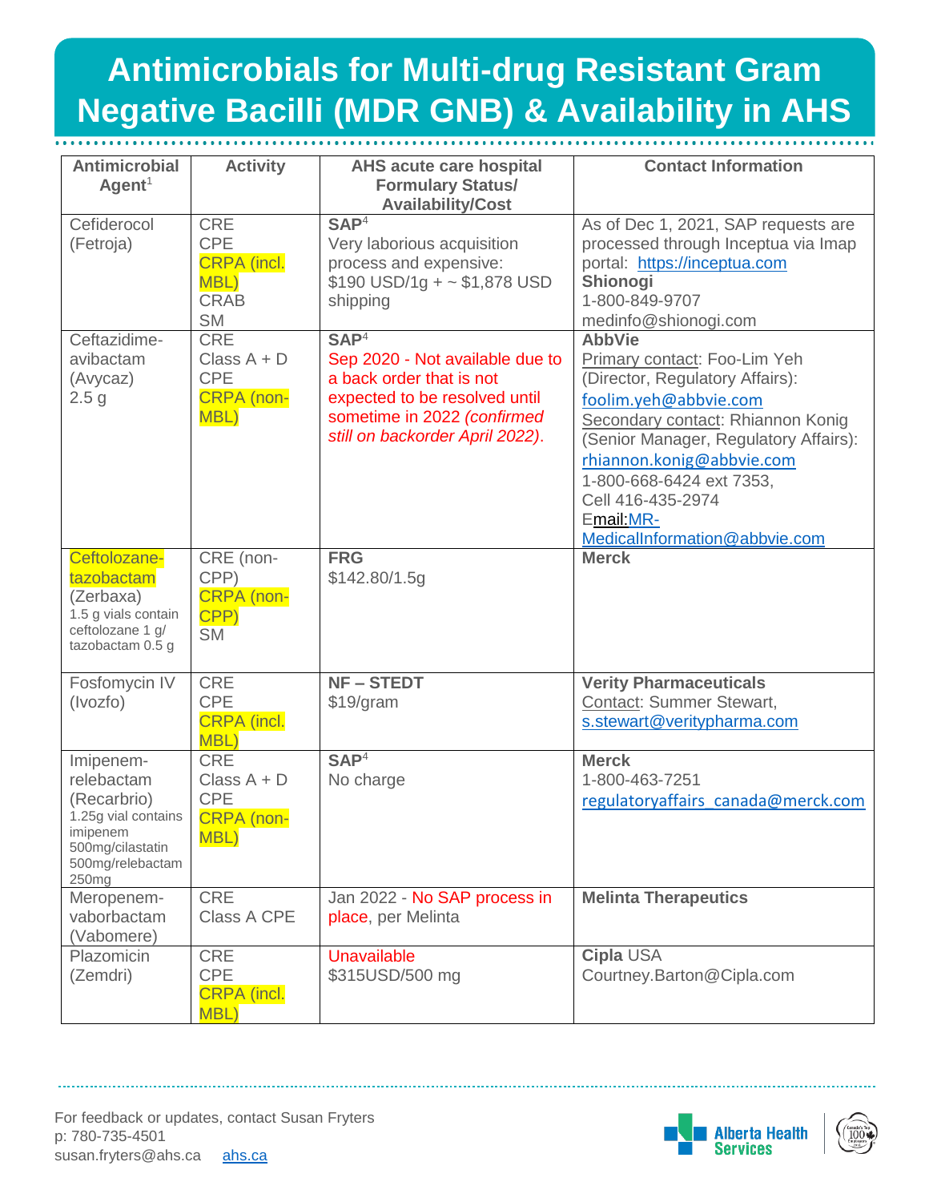# Antimicrobials for Multi-drug Resistant Gram Negative Bacilli (MDR GNB) & Availability in AHS

| Antimicrobial Agent[1] | Activity | AHS acute care hospital Formulary Status/ Availability/Cost | Contact Information |
|---|---|---|---|
| Cefiderocol (Fetroja) | CRE<br>CPE<br>CRPA (incl. MBL)<br>CRAB<br>SM | **SAP**[4]<br>Very laborious acquisition process and expensive: $190 USD/1g + ~ $1,878 USD shipping | As of Dec 1, 2021, SAP requests are processed through Inceptua via Imap portal: https://inceptua.com<br>**Shionogi**<br>1-800-849-9707<br>medinfo@shionogi.com |
| Ceftazidime-avibactam (Avycaz)<br>2.5 g | CRE<br>Class A + D<br>CPE<br>CRPA (non-MBL) | **SAP**[4]<br>Sep 2020 - Not available due to a back order that is not expected to be resolved until sometime in 2022 *(confirmed still on backorder April 2022)*. | **AbbVie**<br>Primary contact: Foo-Lim Yeh (Director, Regulatory Affairs): foolim.yeh@abbvie.com<br>Secondary contact: Rhiannon Konig (Senior Manager, Regulatory Affairs): rhiannon.konig@abbvie.com<br>1-800-668-6424 ext 7353,<br>Cell 416-435-2974<br>Email:MR-MedicalInformation@abbvie.com |
| Ceftolozane-tazobactam (Zerbaxa)<br>1.5 g vials contain ceftolozane 1 g/ tazobactam 0.5 g | CRE (non-CPP)<br>CRPA (non-CPP)<br>SM | **FRG**<br>$142.80/1.5g | **Merck** |
| Fosfomycin IV (Ivozfo) | CRE<br>CPE<br>CRPA (incl. MBL) | **NF – STEDT**<br>$19/gram | **Verity Pharmaceuticals**<br>Contact: Summer Stewart, s.stewart@veritypharma.com |
| Imipenem-relebactam (Recarbrio)<br>1.25g vial contains imipenem 500mg/cilastatin 500mg/relebactam 250mg | CRE<br>Class A + D<br>CPE<br>CRPA (non-MBL) | **SAP**[4]<br>No charge | **Merck**<br>1-800-463-7251<br>regulatoryaffairs_canada@merck.com |
| Meropenem-vaborbactam (Vabomere) | CRE<br>Class A CPE | Jan 2022 - No SAP process in place, per Melinta | **Melinta Therapeutics** |
| Plazomicin (Zemdri) | CRE<br>CPE<br>CRPA (incl. MBL) | Unavailable<br>$315USD/500 mg | **Cipla** USA<br>Courtney.Barton@Cipla.com |

For feedback or updates, contact Susan Fryters
p: 780-735-4501
susan.fryters@ahs.ca ahs.ca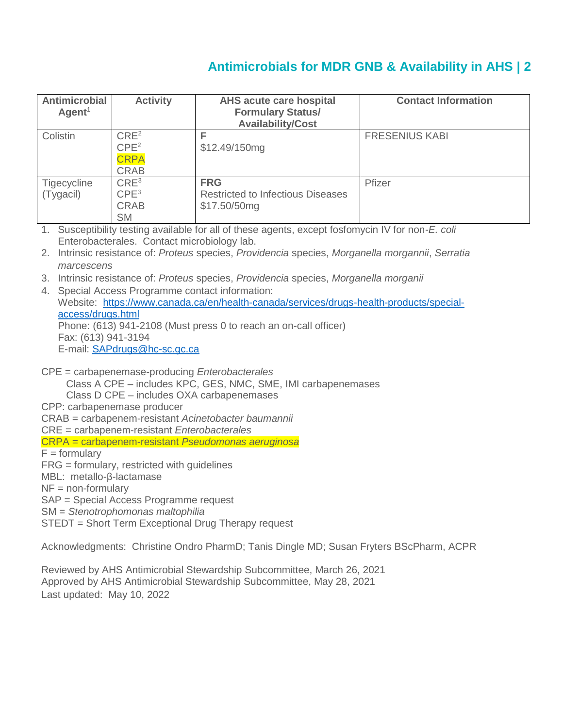## Antimicrobials for MDR GNB & Availability in AHS | 2

| Antimicrobial Agent[1] | Activity | AHS acute care hospital Formulary Status/ Availability/Cost | Contact Information |
|---|---|---|---|
| Colistin | CRE[2]<br>CPE[2]<br>CRPA<br>CRAB | **F**<br>$12.49/150mg | FRESENIUS KABI |
| Tigecycline (Tygacil) | CRE[3]<br>CPE[3]<br>CRAB<br>SM | **FRG**<br>Restricted to Infectious Diseases<br>$17.50/50mg | Pfizer |

1. Susceptibility testing available for all of these agents, except fosfomycin IV for non-*E. coli* Enterobacterales. Contact microbiology lab.
2. Intrinsic resistance of: *Proteus* species, *Providencia* species, *Morganella morgannii*, *Serratia marcescens*
3. Intrinsic resistance of: *Proteus* species, *Providencia* species, *Morganella morganii*
4. Special Access Programme contact information:
   Website: [https://www.canada.ca/en/health-canada/services/drugs-health-products/special-access/drugs.html](https://www.canada.ca/en/health-canada/services/drugs-health-products/special-access/drugs.html)
   Phone: (613) 941-2108 (Must press 0 to reach an on-call officer)
   Fax: (613) 941-3194
   E-mail: [SAPdrugs@hc-sc.gc.ca](mailto:SAPdrugs@hc-sc.gc.ca)

CPE = carbapenemase-producing *Enterobacterales*
  Class A CPE – includes KPC, GES, NMC, SME, IMI carbapenemases
  Class D CPE – includes OXA carbapenemases
CPP: carbapenemase producer
CRAB = carbapenem-resistant *Acinetobacter baumannii*
CRE = carbapenem-resistant *Enterobacterales*
CRPA = carbapenem-resistant *Pseudomonas aeruginosa*
F = formulary
FRG = formulary, restricted with guidelines
MBL: metallo-β-lactamase
NF = non-formulary
SAP = Special Access Programme request
SM = *Stenotrophomonas maltophilia*
STEDT = Short Term Exceptional Drug Therapy request

Acknowledgments: Christine Ondro PharmD; Tanis Dingle MD; Susan Fryters BScPharm, ACPR

Reviewed by AHS Antimicrobial Stewardship Subcommittee, March 26, 2021
Approved by AHS Antimicrobial Stewardship Subcommittee, May 28, 2021
Last updated: May 10, 2022